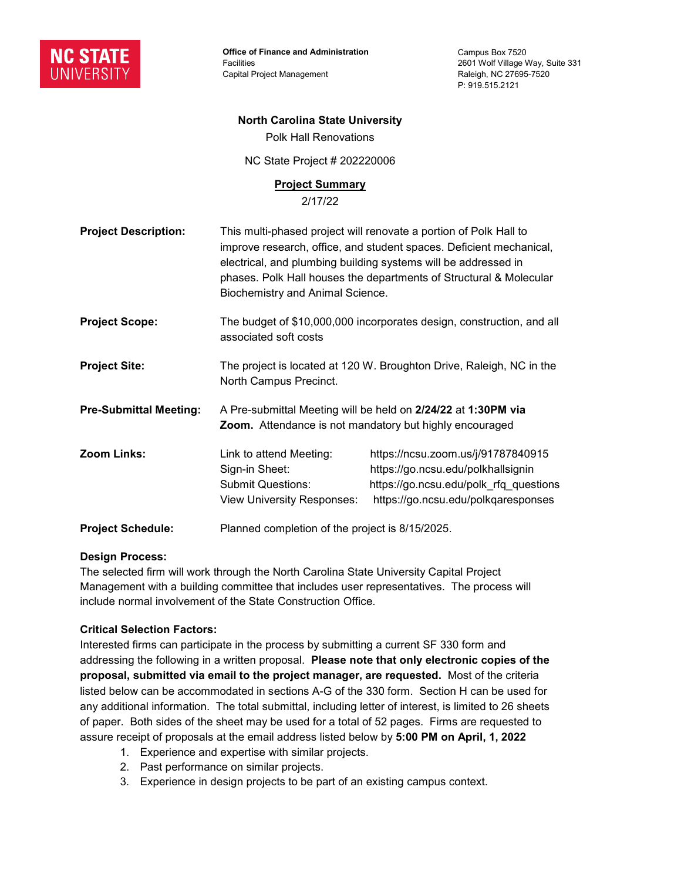NC STATE UNIVERSITY

**Office of Finance and Administration**
Facilities
Capital Project Management

Campus Box 7520
2601 Wolf Village Way, Suite 331
Raleigh, NC 27695-7520
P: 919.515.2121

**North Carolina State University**

Polk Hall Renovations

NC State Project # 202220006

**Project Summary**

2/17/22

| | |
|---|---|
| **Project Description:** | This multi-phased project will renovate a portion of Polk Hall to improve research, office, and student spaces. Deficient mechanical, electrical, and plumbing building systems will be addressed in phases. Polk Hall houses the departments of Structural & Molecular Biochemistry and Animal Science. |
| **Project Scope:** | The budget of $10,000,000 incorporates design, construction, and all associated soft costs |
| **Project Site:** | The project is located at 120 W. Broughton Drive, Raleigh, NC in the North Campus Precinct. |
| **Pre-Submittal Meeting:** | A Pre-submittal Meeting will be held on **2/24/22** at **1:30PM via Zoom.** Attendance is not mandatory but highly encouraged |

**Zoom Links:**

| | |
|---|---|
| Link to attend Meeting: | https://ncsu.zoom.us/j/91787840915 |
| Sign-in Sheet: | https://go.ncsu.edu/polkhallsignin |
| Submit Questions: | https://go.ncsu.edu/polk_rfq_questions |
| View University Responses: | https://go.ncsu.edu/polkqaresponses |

**Project Schedule:** Planned completion of the project is 8/15/2025.

**Design Process:**

The selected firm will work through the North Carolina State University Capital Project Management with a building committee that includes user representatives. The process will include normal involvement of the State Construction Office.

**Critical Selection Factors:**

Interested firms can participate in the process by submitting a current SF 330 form and addressing the following in a written proposal. **Please note that only electronic copies of the proposal, submitted via email to the project manager, are requested.** Most of the criteria listed below can be accommodated in sections A-G of the 330 form. Section H can be used for any additional information. The total submittal, including letter of interest, is limited to 26 sheets of paper. Both sides of the sheet may be used for a total of 52 pages. Firms are requested to assure receipt of proposals at the email address listed below by **5:00 PM on April, 1, 2022**

1. Experience and expertise with similar projects.
2. Past performance on similar projects.
3. Experience in design projects to be part of an existing campus context.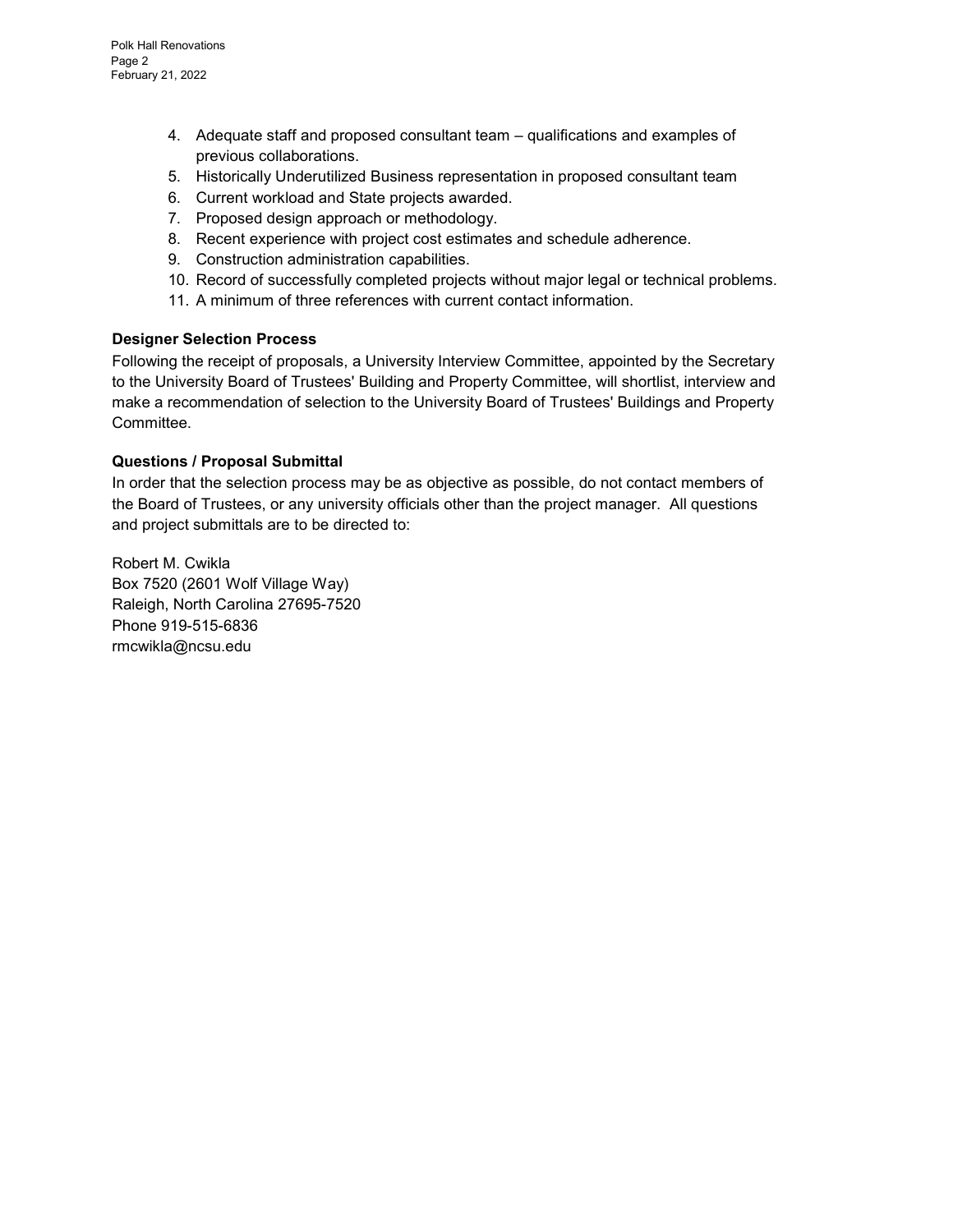4. Adequate staff and proposed consultant team – qualifications and examples of previous collaborations.
5. Historically Underutilized Business representation in proposed consultant team
6. Current workload and State projects awarded.
7. Proposed design approach or methodology.
8. Recent experience with project cost estimates and schedule adherence.
9. Construction administration capabilities.
10. Record of successfully completed projects without major legal or technical problems.
11. A minimum of three references with current contact information.

**Designer Selection Process**

Following the receipt of proposals, a University Interview Committee, appointed by the Secretary to the University Board of Trustees' Building and Property Committee, will shortlist, interview and make a recommendation of selection to the University Board of Trustees' Buildings and Property Committee.

**Questions / Proposal Submittal**

In order that the selection process may be as objective as possible, do not contact members of the Board of Trustees, or any university officials other than the project manager. All questions and project submittals are to be directed to:

Robert M. Cwikla
Box 7520 (2601 Wolf Village Way)
Raleigh, North Carolina 27695-7520
Phone 919-515-6836
rmcwikla@ncsu.edu